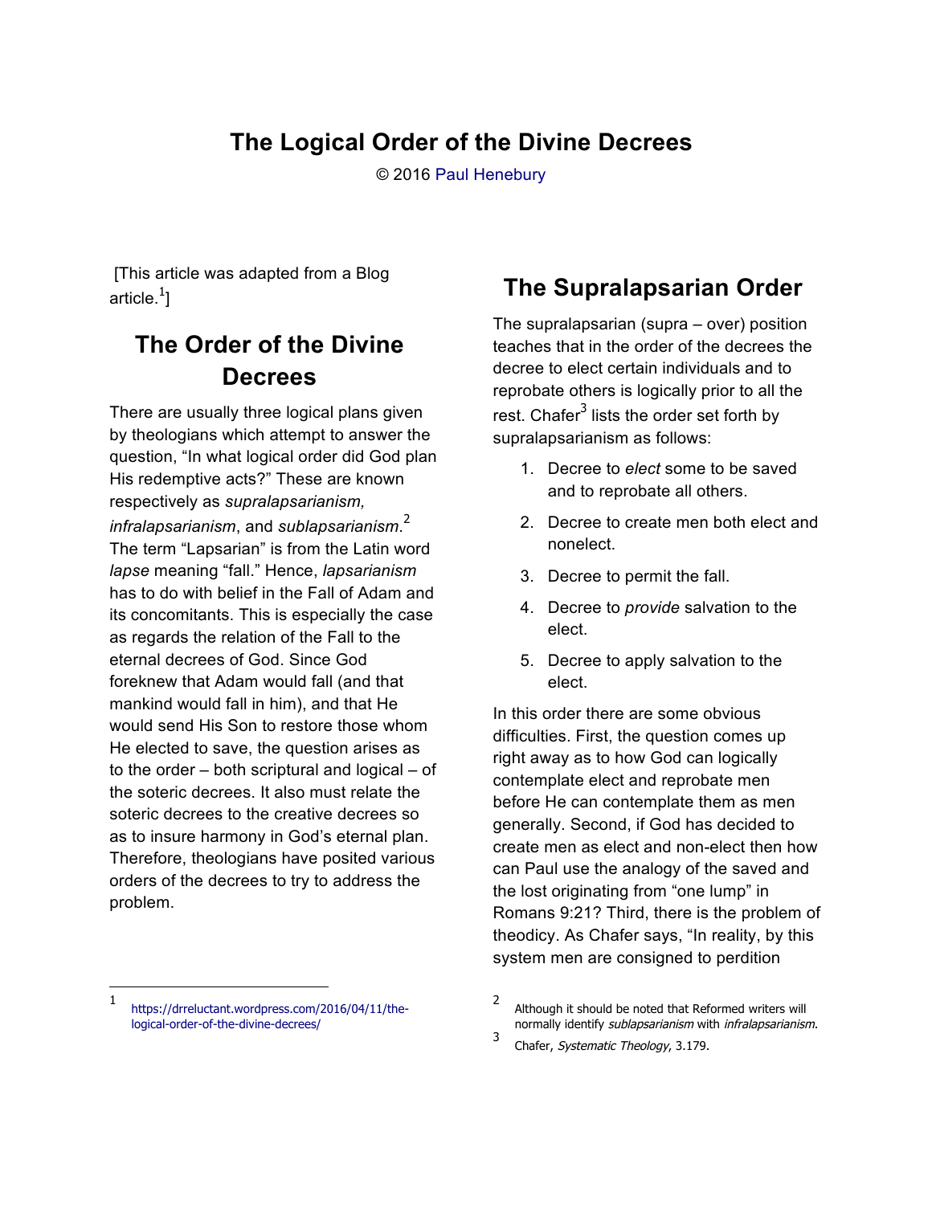# The Logical Order of the Divine Decrees

© 2016 Paul Henebury

[This article was adapted from a Blog article.[1]]

## The Order of the Divine Decrees

There are usually three logical plans given by theologians which attempt to answer the question, "In what logical order did God plan His redemptive acts?" These are known respectively as *supralapsarianism, infralapsarianism*, and *sublapsarianism*.[2] The term "Lapsarian" is from the Latin word *lapse* meaning "fall." Hence, *lapsarianism* has to do with belief in the Fall of Adam and its concomitants. This is especially the case as regards the relation of the Fall to the eternal decrees of God. Since God foreknew that Adam would fall (and that mankind would fall in him), and that He would send His Son to restore those whom He elected to save, the question arises as to the order – both scriptural and logical – of the soteric decrees. It also must relate the soteric decrees to the creative decrees so as to insure harmony in God's eternal plan. Therefore, theologians have posited various orders of the decrees to try to address the problem.

## The Supralapsarian Order

The supralapsarian (supra – over) position teaches that in the order of the decrees the decree to elect certain individuals and to reprobate others is logically prior to all the rest. Chafer[3] lists the order set forth by supralapsarianism as follows:

1. Decree to *elect* some to be saved and to reprobate all others.
2. Decree to create men both elect and nonelect.
3. Decree to permit the fall.
4. Decree to *provide* salvation to the elect.
5. Decree to apply salvation to the elect.

In this order there are some obvious difficulties. First, the question comes up right away as to how God can logically contemplate elect and reprobate men before He can contemplate them as men generally. Second, if God has decided to create men as elect and non-elect then how can Paul use the analogy of the saved and the lost originating from "one lump" in Romans 9:21? Third, there is the problem of theodicy. As Chafer says, "In reality, by this system men are consigned to perdition

---

1 https://drreluctant.wordpress.com/2016/04/11/the-logical-order-of-the-divine-decrees/

2 Although it should be noted that Reformed writers will normally identify *sublapsarianism* with *infralapsarianism*.

3 Chafer, *Systematic Theology*, 3.179.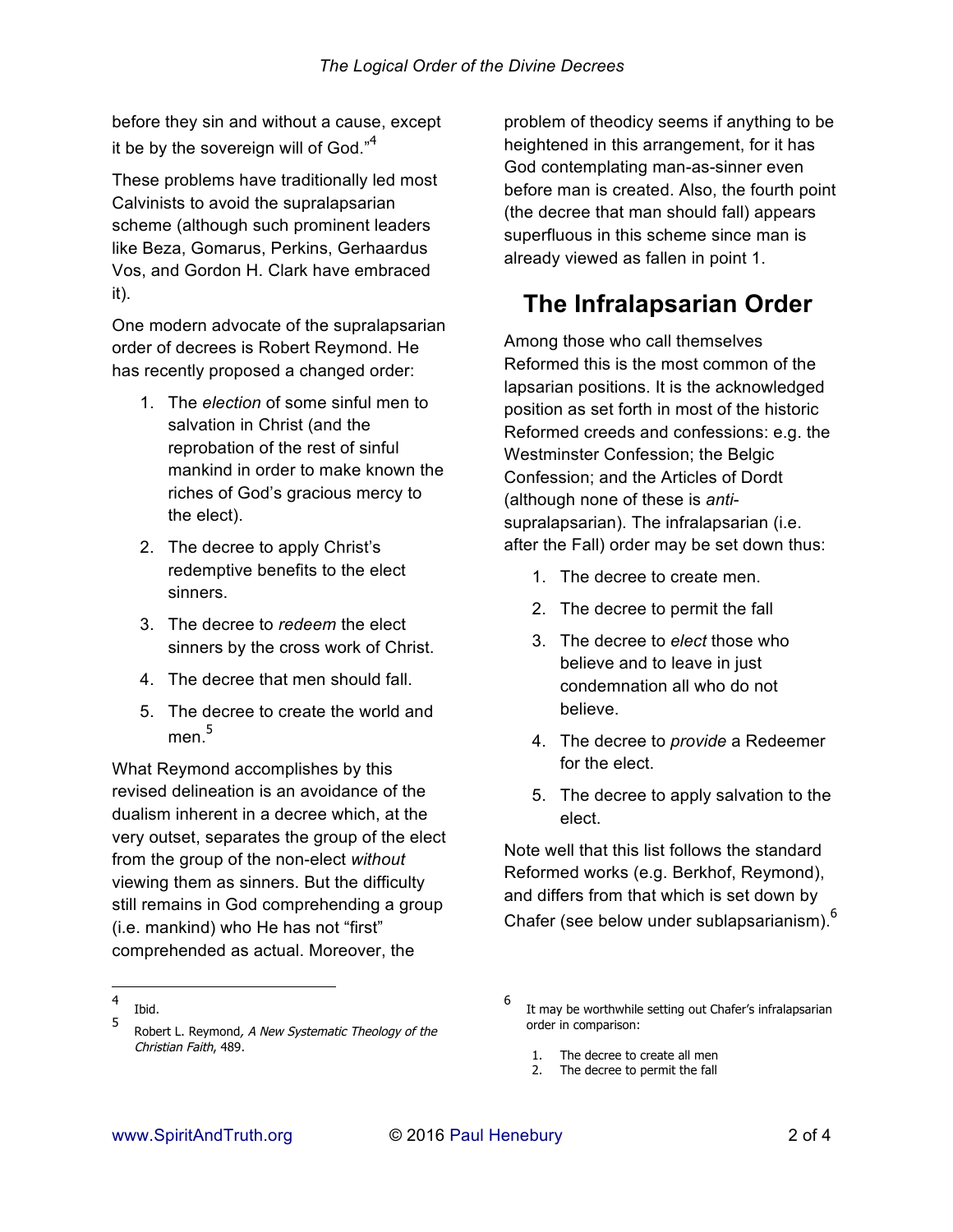before they sin and without a cause, except it be by the sovereign will of God."[4]

These problems have traditionally led most Calvinists to avoid the supralapsarian scheme (although such prominent leaders like Beza, Gomarus, Perkins, Gerhaardus Vos, and Gordon H. Clark have embraced it).

One modern advocate of the supralapsarian order of decrees is Robert Reymond. He has recently proposed a changed order:

1. The *election* of some sinful men to salvation in Christ (and the reprobation of the rest of sinful mankind in order to make known the riches of God's gracious mercy to the elect).
2. The decree to apply Christ's redemptive benefits to the elect sinners.
3. The decree to *redeem* the elect sinners by the cross work of Christ.
4. The decree that men should fall.
5. The decree to create the world and men.[5]

What Reymond accomplishes by this revised delineation is an avoidance of the dualism inherent in a decree which, at the very outset, separates the group of the elect from the group of the non-elect *without* viewing them as sinners. But the difficulty still remains in God comprehending a group (i.e. mankind) who He has not "first" comprehended as actual. Moreover, the problem of theodicy seems if anything to be heightened in this arrangement, for it has God contemplating man-as-sinner even before man is created. Also, the fourth point (the decree that man should fall) appears superfluous in this scheme since man is already viewed as fallen in point 1.

## The Infralapsarian Order

Among those who call themselves Reformed this is the most common of the lapsarian positions. It is the acknowledged position as set forth in most of the historic Reformed creeds and confessions: e.g. the Westminster Confession; the Belgic Confession; and the Articles of Dordt (although none of these is *anti*-supralapsarian). The infralapsarian (i.e. after the Fall) order may be set down thus:

1. The decree to create men.
2. The decree to permit the fall
3. The decree to *elect* those who believe and to leave in just condemnation all who do not believe.
4. The decree to *provide* a Redeemer for the elect.
5. The decree to apply salvation to the elect.

Note well that this list follows the standard Reformed works (e.g. Berkhof, Reymond), and differs from that which is set down by Chafer (see below under sublapsarianism).[6]

---

[4] Ibid.

[5] Robert L. Reymond, *A New Systematic Theology of the Christian Faith*, 489.

[6] It may be worthwhile setting out Chafer's infralapsarian order in comparison:

1. The decree to create all men
2. The decree to permit the fall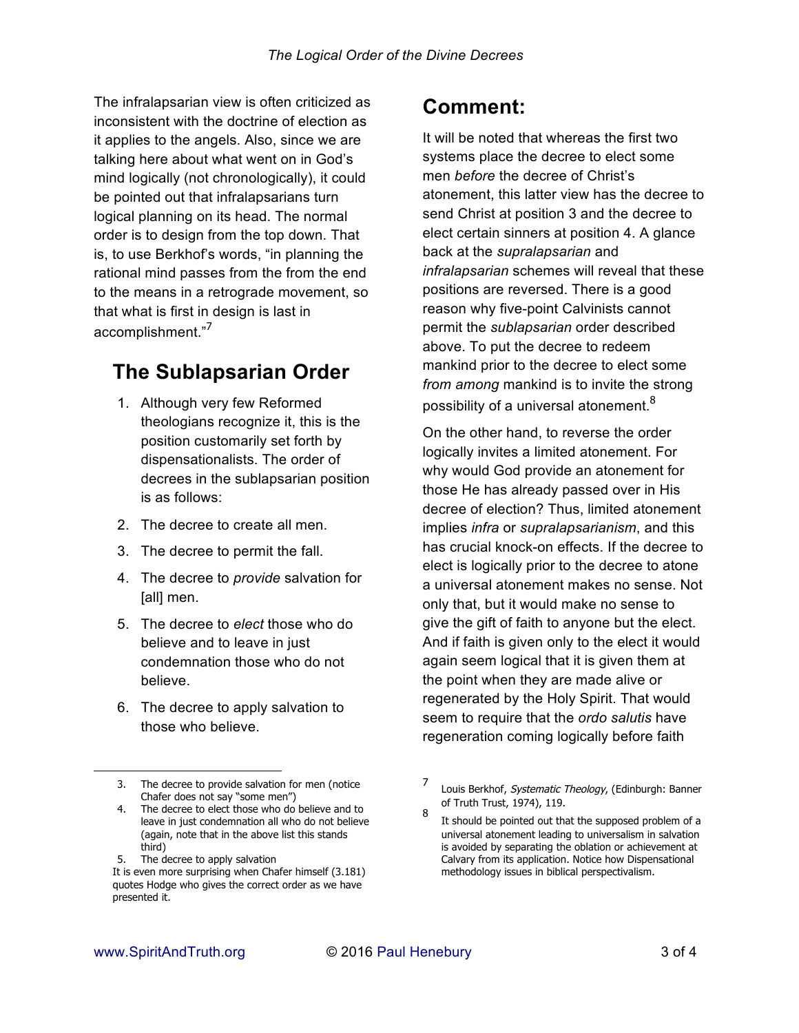The infralapsarian view is often criticized as inconsistent with the doctrine of election as it applies to the angels. Also, since we are talking here about what went on in God's mind logically (not chronologically), it could be pointed out that infralapsarians turn logical planning on its head. The normal order is to design from the top down. That is, to use Berkhof's words, "in planning the rational mind passes from the from the end to the means in a retrograde movement, so that what is first in design is last in accomplishment."[7]

## The Sublapsarian Order

1. Although very few Reformed theologians recognize it, this is the position customarily set forth by dispensationalists. The order of decrees in the sublapsarian position is as follows:
2. The decree to create all men.
3. The decree to permit the fall.
4. The decree to *provide* salvation for [all] men.
5. The decree to *elect* those who do believe and to leave in just condemnation those who do not believe.
6. The decree to apply salvation to those who believe.

## Comment:

It will be noted that whereas the first two systems place the decree to elect some men *before* the decree of Christ's atonement, this latter view has the decree to send Christ at position 3 and the decree to elect certain sinners at position 4. A glance back at the *supralapsarian* and *infralapsarian* schemes will reveal that these positions are reversed. There is a good reason why five-point Calvinists cannot permit the *sublapsarian* order described above. To put the decree to redeem mankind prior to the decree to elect some *from among* mankind is to invite the strong possibility of a universal atonement.[8]

On the other hand, to reverse the order logically invites a limited atonement. For why would God provide an atonement for those He has already passed over in His decree of election? Thus, limited atonement implies *infra* or *supralapsarianism*, and this has crucial knock-on effects. If the decree to elect is logically prior to the decree to atone a universal atonement makes no sense. Not only that, but it would make no sense to give the gift of faith to anyone but the elect. And if faith is given only to the elect it would again seem logical that it is given them at the point when they are made alive or regenerated by the Holy Spirit. That would seem to require that the *ordo salutis* have regeneration coming logically before faith

---

3. The decree to provide salvation for men (notice Chafer does not say "some men")
4. The decree to elect those who do believe and to leave in just condemnation all who do not believe (again, note that in the above list this stands third)
5. The decree to apply salvation

It is even more surprising when Chafer himself (3.181) quotes Hodge who gives the correct order as we have presented it.

[7] Louis Berkhof, *Systematic Theology*, (Edinburgh: Banner of Truth Trust, 1974), 119.

[8] It should be pointed out that the supposed problem of a universal atonement leading to universalism in salvation is avoided by separating the oblation or achievement at Calvary from its application. Notice how Dispensational methodology issues in biblical perspectivalism.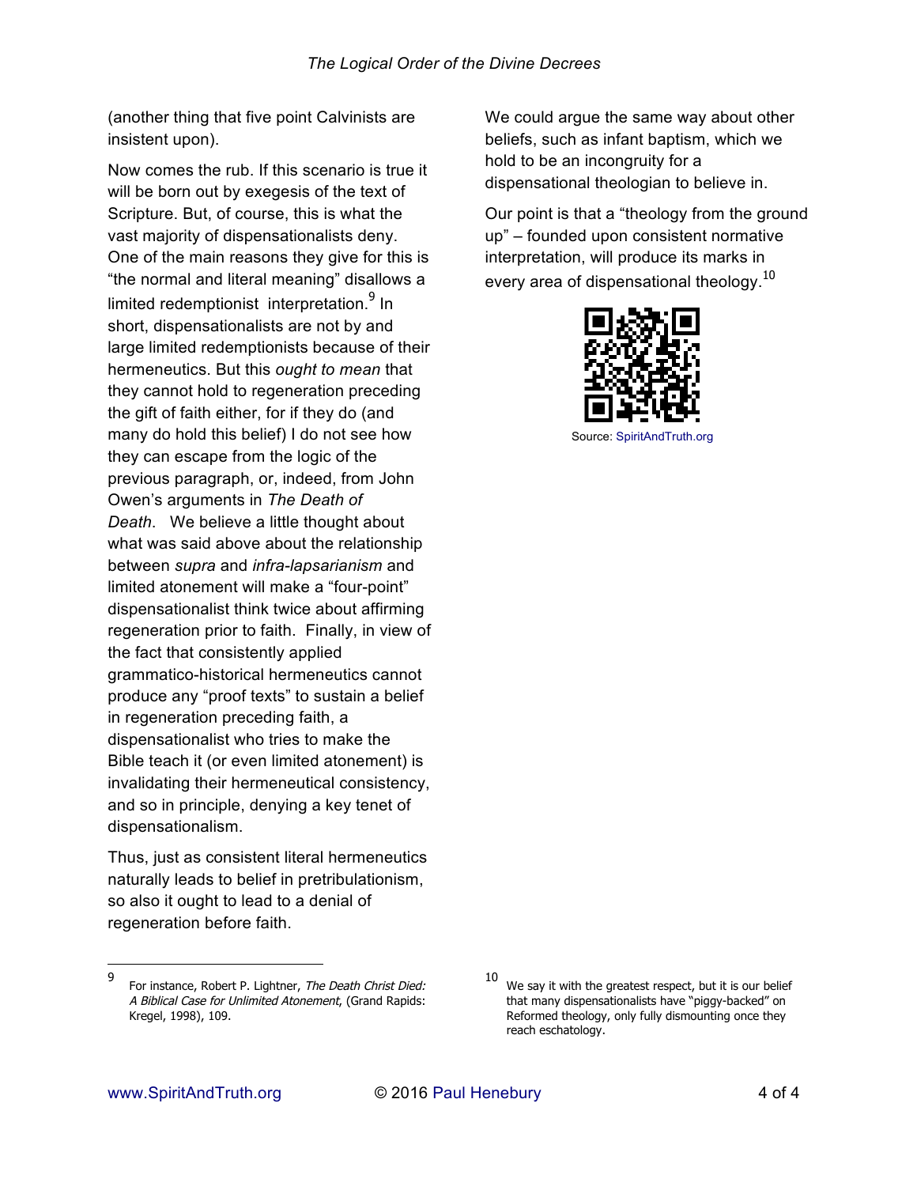(another thing that five point Calvinists are insistent upon).

Now comes the rub. If this scenario is true it will be born out by exegesis of the text of Scripture. But, of course, this is what the vast majority of dispensationalists deny. One of the main reasons they give for this is "the normal and literal meaning" disallows a limited redemptionist interpretation.[9] In short, dispensationalists are not by and large limited redemptionists because of their hermeneutics. But this *ought to mean* that they cannot hold to regeneration preceding the gift of faith either, for if they do (and many do hold this belief) I do not see how they can escape from the logic of the previous paragraph, or, indeed, from John Owen's arguments in *The Death of Death*. We believe a little thought about what was said above about the relationship between *supra* and *infra-lapsarianism* and limited atonement will make a "four-point" dispensationalist think twice about affirming regeneration prior to faith. Finally, in view of the fact that consistently applied grammatico-historical hermeneutics cannot produce any "proof texts" to sustain a belief in regeneration preceding faith, a dispensationalist who tries to make the Bible teach it (or even limited atonement) is invalidating their hermeneutical consistency, and so in principle, denying a key tenet of dispensationalism.

Thus, just as consistent literal hermeneutics naturally leads to belief in pretribulationism, so also it ought to lead to a denial of regeneration before faith.

We could argue the same way about other beliefs, such as infant baptism, which we hold to be an incongruity for a dispensational theologian to believe in.

Our point is that a "theology from the ground up" – founded upon consistent normative interpretation, will produce its marks in every area of dispensational theology.[10]

Source: SpiritAndTruth.org

---

[9] For instance, Robert P. Lightner, *The Death Christ Died: A Biblical Case for Unlimited Atonement*, (Grand Rapids: Kregel, 1998), 109.

[10] We say it with the greatest respect, but it is our belief that many dispensationalists have "piggy-backed" on Reformed theology, only fully dismounting once they reach eschatology.